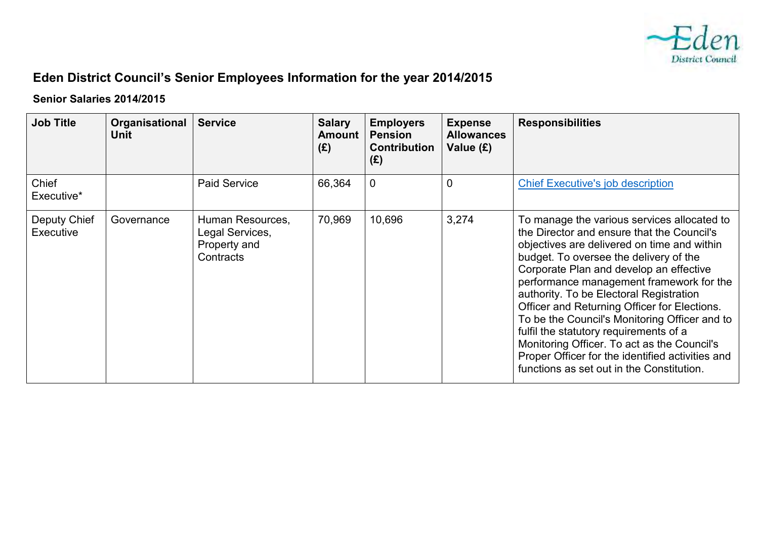# Eden District Council's Senior Employees Information for the year 2014/2015

## Senior Salaries 2014/2015

| Job Title | Organisational Unit | Service | Salary Amount (£) | Employers Pension Contribution (£) | Expense Allowances Value (£) | Responsibilities |
|---|---|---|---|---|---|---|
| Chief Executive* | | Paid Service | 66,364 | 0 | 0 | [Chief Executive's job description] |
| Deputy Chief Executive | Governance | Human Resources, Legal Services, Property and Contracts | 70,969 | 10,696 | 3,274 | To manage the various services allocated to the Director and ensure that the Council's objectives are delivered on time and within budget. To oversee the delivery of the Corporate Plan and develop an effective performance management framework for the authority. To be Electoral Registration Officer and Returning Officer for Elections. To be the Council's Monitoring Officer and to fulfil the statutory requirements of a Monitoring Officer. To act as the Council's Proper Officer for the identified activities and functions as set out in the Constitution. |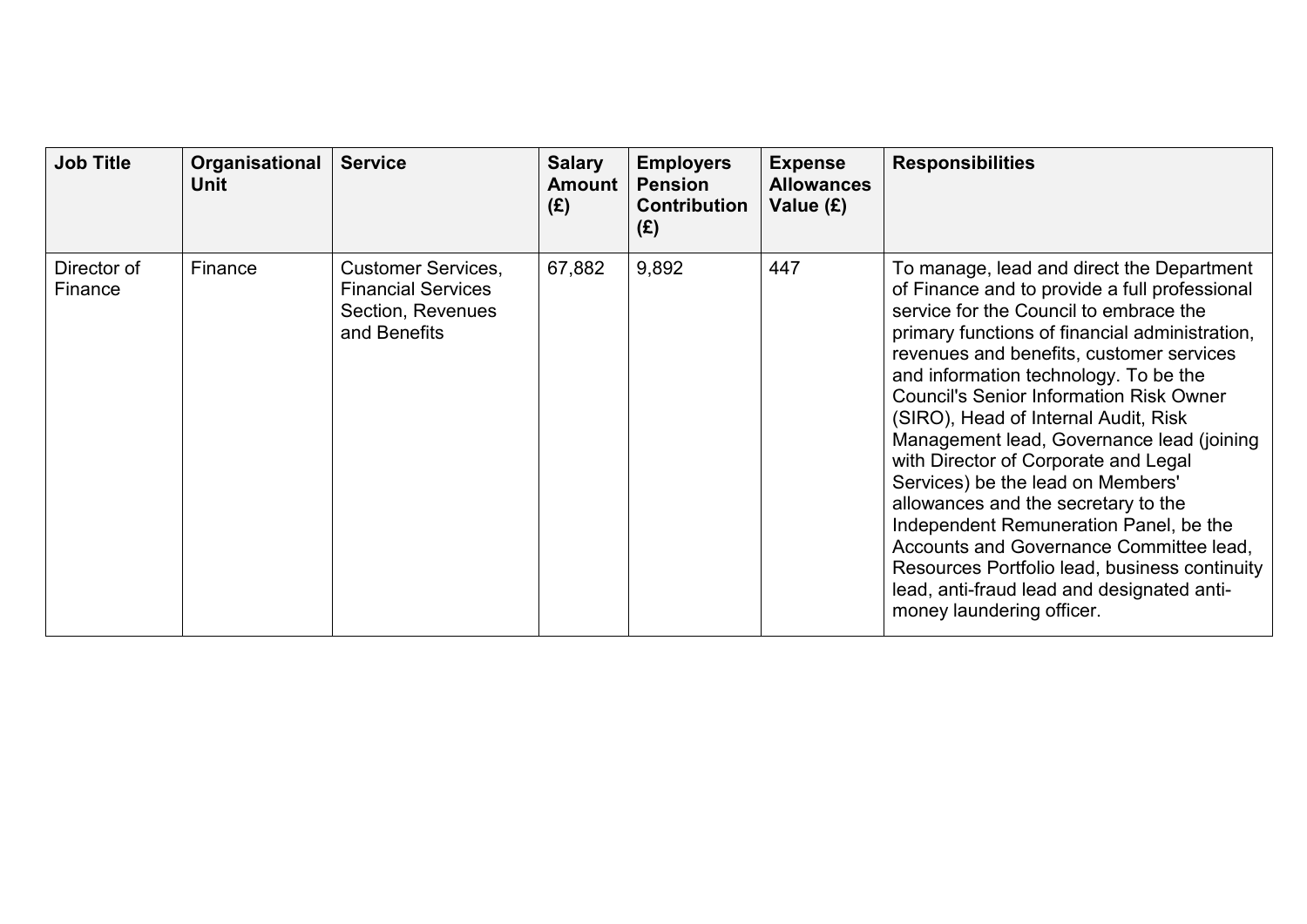| Job Title | Organisational Unit | Service | Salary Amount (£) | Employers Pension Contribution (£) | Expense Allowances Value (£) | Responsibilities |
|---|---|---|---|---|---|---|
| Director of Finance | Finance | Customer Services, Financial Services Section, Revenues and Benefits | 67,882 | 9,892 | 447 | To manage, lead and direct the Department of Finance and to provide a full professional service for the Council to embrace the primary functions of financial administration, revenues and benefits, customer services and information technology. To be the Council's Senior Information Risk Owner (SIRO), Head of Internal Audit, Risk Management lead, Governance lead (joining with Director of Corporate and Legal Services) be the lead on Members' allowances and the secretary to the Independent Remuneration Panel, be the Accounts and Governance Committee lead, Resources Portfolio lead, business continuity lead, anti-fraud lead and designated anti-money laundering officer. |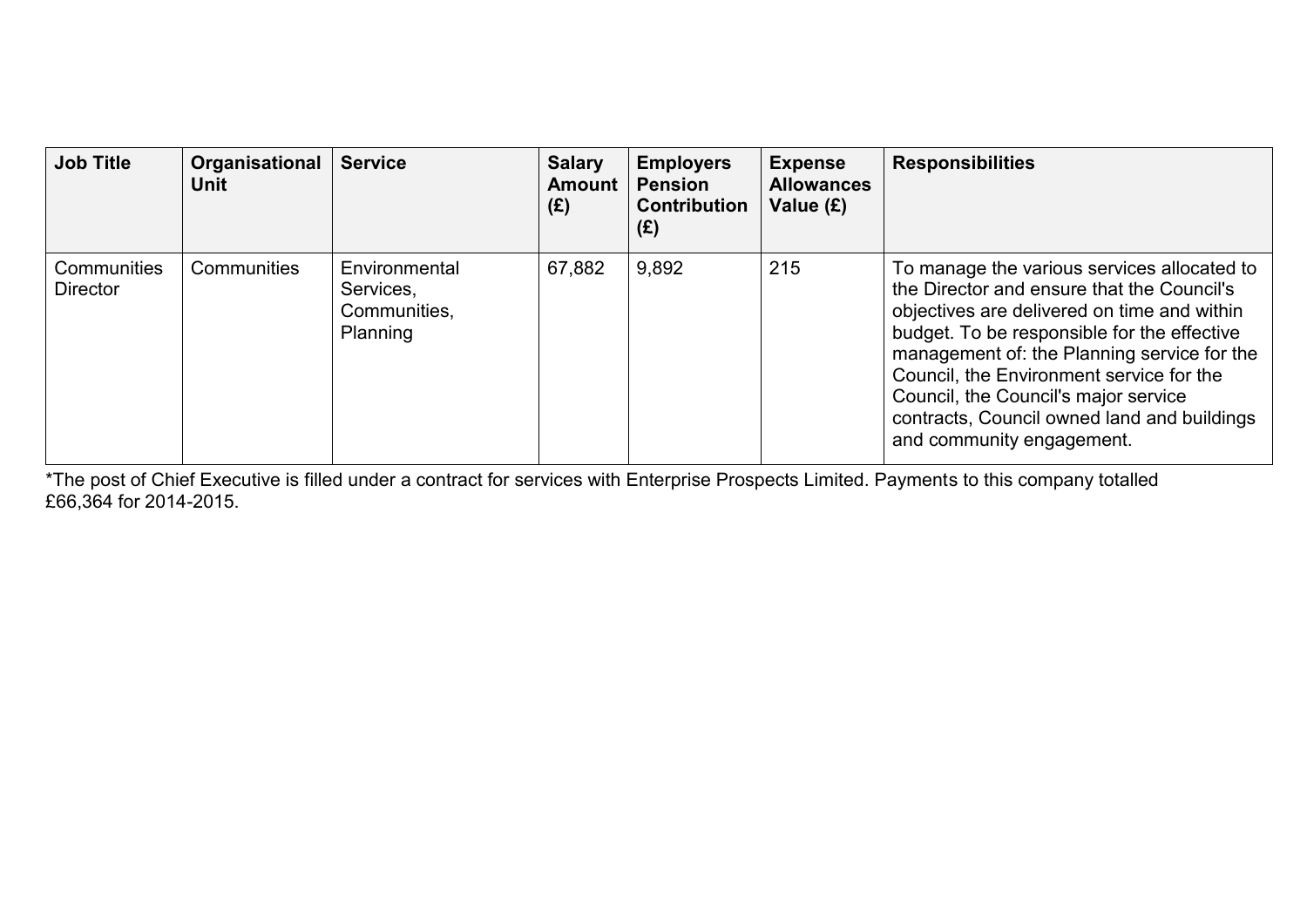| Job Title | Organisational Unit | Service | Salary Amount (£) | Employers Pension Contribution (£) | Expense Allowances Value (£) | Responsibilities |
|---|---|---|---|---|---|---|
| Communities Director | Communities | Environmental Services, Communities, Planning | 67,882 | 9,892 | 215 | To manage the various services allocated to the Director and ensure that the Council's objectives are delivered on time and within budget. To be responsible for the effective management of: the Planning service for the Council, the Environment service for the Council, the Council's major service contracts, Council owned land and buildings and community engagement. |

*The post of Chief Executive is filled under a contract for services with Enterprise Prospects Limited. Payments to this company totalled £66,364 for 2014-2015.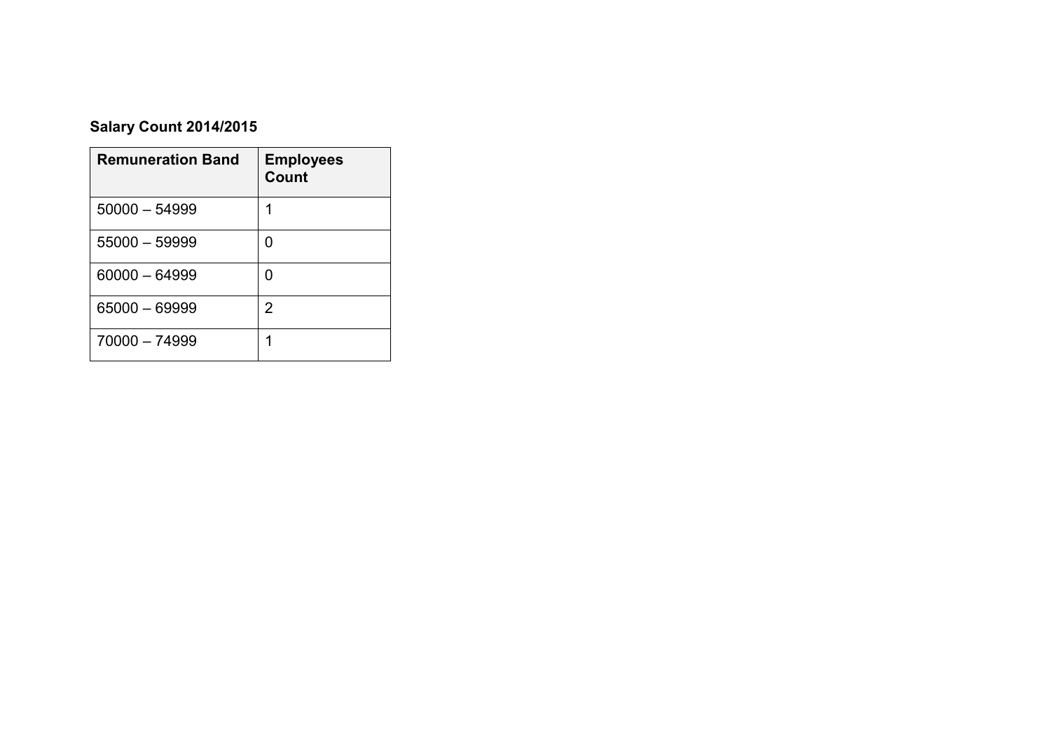**Salary Count 2014/2015**

| Remuneration Band | Employees Count |
|---|---|
| 50000 – 54999 | 1 |
| 55000 – 59999 | 0 |
| 60000 – 64999 | 0 |
| 65000 – 69999 | 2 |
| 70000 – 74999 | 1 |